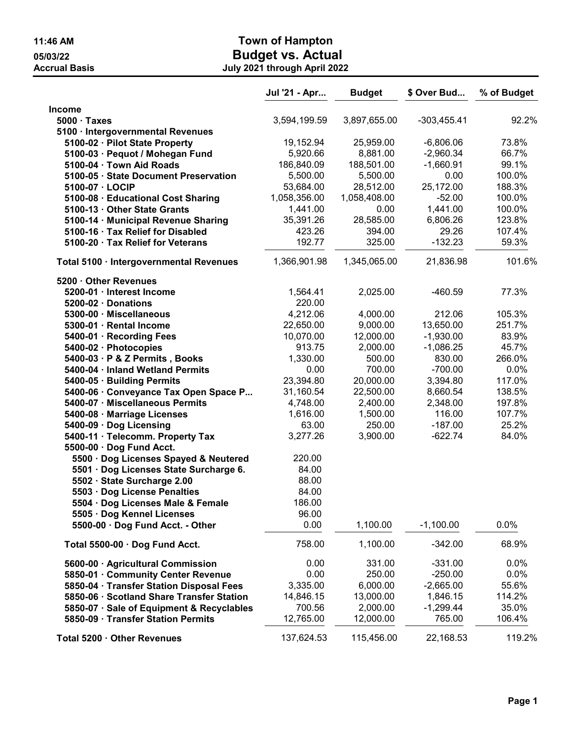# Town of Hampton

## Budget vs. Actual

### July 2021 through April 2022

11:46 AM
05/03/22
Accrual Basis

| | Jul '21 - Apr... | Budget | $ Over Bud... | % of Budget |
|---|---|---|---|---|
| **Income** | | | | |
| **5000 · Taxes** | 3,594,199.59 | 3,897,655.00 | -303,455.41 | 92.2% |
| **5100 · Intergovernmental Revenues** | | | | |
| **5100-02 · Pilot State Property** | 19,152.94 | 25,959.00 | -6,806.06 | 73.8% |
| **5100-03 · Pequot / Mohegan Fund** | 5,920.66 | 8,881.00 | -2,960.34 | 66.7% |
| **5100-04 · Town Aid Roads** | 186,840.09 | 188,501.00 | -1,660.91 | 99.1% |
| **5100-05 · State Document Preservation** | 5,500.00 | 5,500.00 | 0.00 | 100.0% |
| **5100-07 · LOCIP** | 53,684.00 | 28,512.00 | 25,172.00 | 188.3% |
| **5100-08 · Educational Cost Sharing** | 1,058,356.00 | 1,058,408.00 | -52.00 | 100.0% |
| **5100-13 · Other State Grants** | 1,441.00 | 0.00 | 1,441.00 | 100.0% |
| **5100-14 · Municipal Revenue Sharing** | 35,391.26 | 28,585.00 | 6,806.26 | 123.8% |
| **5100-16 · Tax Relief for Disabled** | 423.26 | 394.00 | 29.26 | 107.4% |
| **5100-20 · Tax Relief for Veterans** | 192.77 | 325.00 | -132.23 | 59.3% |
| **Total 5100 · Intergovernmental Revenues** | 1,366,901.98 | 1,345,065.00 | 21,836.98 | 101.6% |
| **5200 · Other Revenues** | | | | |
| **5200-01 · Interest Income** | 1,564.41 | 2,025.00 | -460.59 | 77.3% |
| **5200-02 · Donations** | 220.00 | | | |
| **5300-00 · Miscellaneous** | 4,212.06 | 4,000.00 | 212.06 | 105.3% |
| **5300-01 · Rental Income** | 22,650.00 | 9,000.00 | 13,650.00 | 251.7% |
| **5400-01 · Recording Fees** | 10,070.00 | 12,000.00 | -1,930.00 | 83.9% |
| **5400-02 · Photocopies** | 913.75 | 2,000.00 | -1,086.25 | 45.7% |
| **5400-03 · P & Z Permits , Books** | 1,330.00 | 500.00 | 830.00 | 266.0% |
| **5400-04 · Inland Wetland Permits** | 0.00 | 700.00 | -700.00 | 0.0% |
| **5400-05 · Building Permits** | 23,394.80 | 20,000.00 | 3,394.80 | 117.0% |
| **5400-06 · Conveyance Tax Open Space P...** | 31,160.54 | 22,500.00 | 8,660.54 | 138.5% |
| **5400-07 · Miscellaneous Permits** | 4,748.00 | 2,400.00 | 2,348.00 | 197.8% |
| **5400-08 · Marriage Licenses** | 1,616.00 | 1,500.00 | 116.00 | 107.7% |
| **5400-09 · Dog Licensing** | 63.00 | 250.00 | -187.00 | 25.2% |
| **5400-11 · Telecomm. Property Tax** | 3,277.26 | 3,900.00 | -622.74 | 84.0% |
| **5500-00 · Dog Fund Acct.** | | | | |
| **5500 · Dog Licenses Spayed & Neutered** | 220.00 | | | |
| **5501 · Dog Licenses State Surcharge 6.** | 84.00 | | | |
| **5502 · State Surcharge 2.00** | 88.00 | | | |
| **5503 · Dog License Penalties** | 84.00 | | | |
| **5504 · Dog Licenses Male & Female** | 186.00 | | | |
| **5505 · Dog Kennel Licenses** | 96.00 | | | |
| **5500-00 · Dog Fund Acct. - Other** | 0.00 | 1,100.00 | -1,100.00 | 0.0% |
| **Total 5500-00 · Dog Fund Acct.** | 758.00 | 1,100.00 | -342.00 | 68.9% |
| **5600-00 · Agricultural Commission** | 0.00 | 331.00 | -331.00 | 0.0% |
| **5850-01 · Community Center Revenue** | 0.00 | 250.00 | -250.00 | 0.0% |
| **5850-04 · Transfer Station Disposal Fees** | 3,335.00 | 6,000.00 | -2,665.00 | 55.6% |
| **5850-06 · Scotland Share Transfer Station** | 14,846.15 | 13,000.00 | 1,846.15 | 114.2% |
| **5850-07 · Sale of Equipment & Recyclables** | 700.56 | 2,000.00 | -1,299.44 | 35.0% |
| **5850-09 · Transfer Station Permits** | 12,765.00 | 12,000.00 | 765.00 | 106.4% |
| **Total 5200 · Other Revenues** | 137,624.53 | 115,456.00 | 22,168.53 | 119.2% |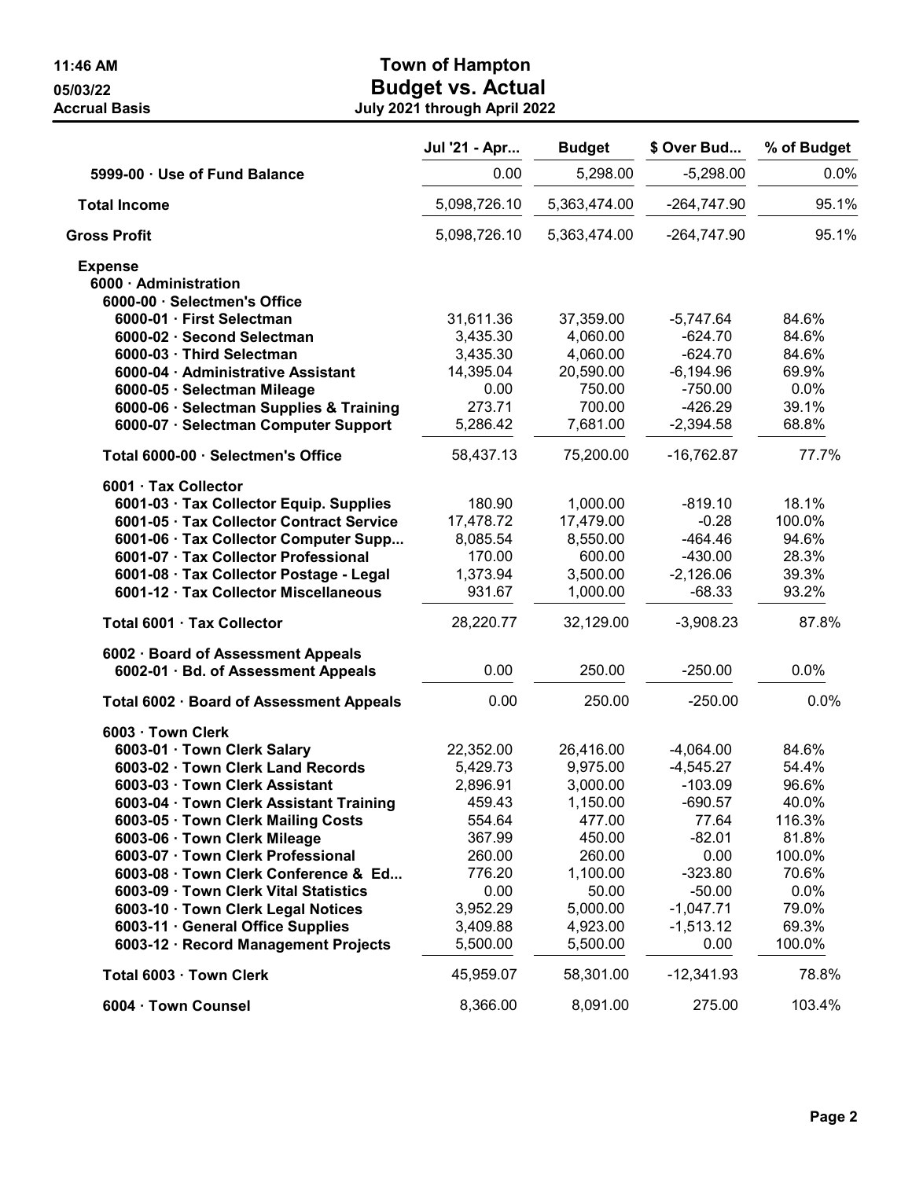# Town of Hampton
## Budget vs. Actual
### July 2021 through April 2022

11:46 AM
05/03/22
Accrual Basis

| | Jul '21 - Apr... | Budget | $ Over Bud... | % of Budget |
|---|---|---|---|---|
| 5999-00 · Use of Fund Balance | 0.00 | 5,298.00 | -5,298.00 | 0.0% |
| **Total Income** | 5,098,726.10 | 5,363,474.00 | -264,747.90 | 95.1% |
| **Gross Profit** | 5,098,726.10 | 5,363,474.00 | -264,747.90 | 95.1% |
| **Expense** | | | | |
| 6000 · Administration | | | | |
| 6000-00 · Selectmen's Office | | | | |
| 6000-01 · First Selectman | 31,611.36 | 37,359.00 | -5,747.64 | 84.6% |
| 6000-02 · Second Selectman | 3,435.30 | 4,060.00 | -624.70 | 84.6% |
| 6000-03 · Third Selectman | 3,435.30 | 4,060.00 | -624.70 | 84.6% |
| 6000-04 · Administrative Assistant | 14,395.04 | 20,590.00 | -6,194.96 | 69.9% |
| 6000-05 · Selectman Mileage | 0.00 | 750.00 | -750.00 | 0.0% |
| 6000-06 · Selectman Supplies & Training | 273.71 | 700.00 | -426.29 | 39.1% |
| 6000-07 · Selectman Computer Support | 5,286.42 | 7,681.00 | -2,394.58 | 68.8% |
| Total 6000-00 · Selectmen's Office | 58,437.13 | 75,200.00 | -16,762.87 | 77.7% |
| 6001 · Tax Collector | | | | |
| 6001-03 · Tax Collector Equip. Supplies | 180.90 | 1,000.00 | -819.10 | 18.1% |
| 6001-05 · Tax Collector Contract Service | 17,478.72 | 17,479.00 | -0.28 | 100.0% |
| 6001-06 · Tax Collector Computer Supp... | 8,085.54 | 8,550.00 | -464.46 | 94.6% |
| 6001-07 · Tax Collector Professional | 170.00 | 600.00 | -430.00 | 28.3% |
| 6001-08 · Tax Collector Postage - Legal | 1,373.94 | 3,500.00 | -2,126.06 | 39.3% |
| 6001-12 · Tax Collector Miscellaneous | 931.67 | 1,000.00 | -68.33 | 93.2% |
| Total 6001 · Tax Collector | 28,220.77 | 32,129.00 | -3,908.23 | 87.8% |
| 6002 · Board of Assessment Appeals | | | | |
| 6002-01 · Bd. of Assessment Appeals | 0.00 | 250.00 | -250.00 | 0.0% |
| Total 6002 · Board of Assessment Appeals | 0.00 | 250.00 | -250.00 | 0.0% |
| 6003 · Town Clerk | | | | |
| 6003-01 · Town Clerk Salary | 22,352.00 | 26,416.00 | -4,064.00 | 84.6% |
| 6003-02 · Town Clerk Land Records | 5,429.73 | 9,975.00 | -4,545.27 | 54.4% |
| 6003-03 · Town Clerk Assistant | 2,896.91 | 3,000.00 | -103.09 | 96.6% |
| 6003-04 · Town Clerk Assistant Training | 459.43 | 1,150.00 | -690.57 | 40.0% |
| 6003-05 · Town Clerk Mailing Costs | 554.64 | 477.00 | 77.64 | 116.3% |
| 6003-06 · Town Clerk Mileage | 367.99 | 450.00 | -82.01 | 81.8% |
| 6003-07 · Town Clerk Professional | 260.00 | 260.00 | 0.00 | 100.0% |
| 6003-08 · Town Clerk Conference & Ed... | 776.20 | 1,100.00 | -323.80 | 70.6% |
| 6003-09 · Town Clerk Vital Statistics | 0.00 | 50.00 | -50.00 | 0.0% |
| 6003-10 · Town Clerk Legal Notices | 3,952.29 | 5,000.00 | -1,047.71 | 79.0% |
| 6003-11 · General Office Supplies | 3,409.88 | 4,923.00 | -1,513.12 | 69.3% |
| 6003-12 · Record Management Projects | 5,500.00 | 5,500.00 | 0.00 | 100.0% |
| Total 6003 · Town Clerk | 45,959.07 | 58,301.00 | -12,341.93 | 78.8% |
| 6004 · Town Counsel | 8,366.00 | 8,091.00 | 275.00 | 103.4% |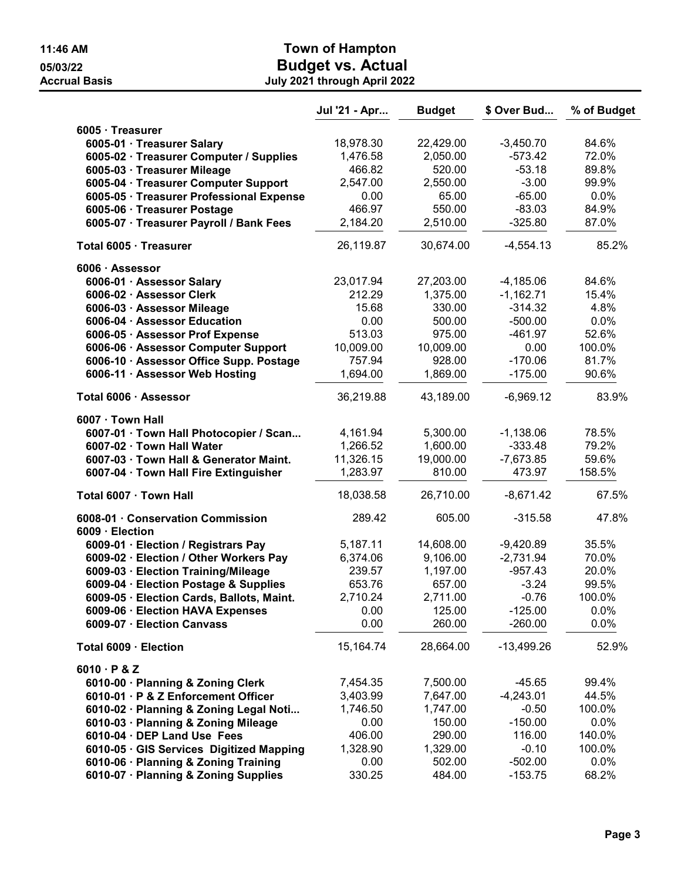# Town of Hampton

## Budget vs. Actual

**July 2021 through April 2022**

11:46 AM
05/03/22
Accrual Basis

| | Jul '21 - Apr... | Budget | $ Over Bud... | % of Budget |
|---|---|---|---|---|
| **6005 · Treasurer** | | | | |
| 6005-01 · Treasurer Salary | 18,978.30 | 22,429.00 | -3,450.70 | 84.6% |
| 6005-02 · Treasurer Computer / Supplies | 1,476.58 | 2,050.00 | -573.42 | 72.0% |
| 6005-03 · Treasurer Mileage | 466.82 | 520.00 | -53.18 | 89.8% |
| 6005-04 · Treasurer Computer Support | 2,547.00 | 2,550.00 | -3.00 | 99.9% |
| 6005-05 · Treasurer Professional Expense | 0.00 | 65.00 | -65.00 | 0.0% |
| 6005-06 · Treasurer Postage | 466.97 | 550.00 | -83.03 | 84.9% |
| 6005-07 · Treasurer Payroll / Bank Fees | 2,184.20 | 2,510.00 | -325.80 | 87.0% |
| **Total 6005 · Treasurer** | 26,119.87 | 30,674.00 | -4,554.13 | 85.2% |
| **6006 · Assessor** | | | | |
| 6006-01 · Assessor Salary | 23,017.94 | 27,203.00 | -4,185.06 | 84.6% |
| 6006-02 · Assessor Clerk | 212.29 | 1,375.00 | -1,162.71 | 15.4% |
| 6006-03 · Assessor Mileage | 15.68 | 330.00 | -314.32 | 4.8% |
| 6006-04 · Assessor Education | 0.00 | 500.00 | -500.00 | 0.0% |
| 6006-05 · Assessor Prof Expense | 513.03 | 975.00 | -461.97 | 52.6% |
| 6006-06 · Assessor Computer Support | 10,009.00 | 10,009.00 | 0.00 | 100.0% |
| 6006-10 · Assessor Office Supp. Postage | 757.94 | 928.00 | -170.06 | 81.7% |
| 6006-11 · Assessor Web Hosting | 1,694.00 | 1,869.00 | -175.00 | 90.6% |
| **Total 6006 · Assessor** | 36,219.88 | 43,189.00 | -6,969.12 | 83.9% |
| **6007 · Town Hall** | | | | |
| 6007-01 · Town Hall Photocopier / Scan... | 4,161.94 | 5,300.00 | -1,138.06 | 78.5% |
| 6007-02 · Town Hall Water | 1,266.52 | 1,600.00 | -333.48 | 79.2% |
| 6007-03 · Town Hall & Generator Maint. | 11,326.15 | 19,000.00 | -7,673.85 | 59.6% |
| 6007-04 · Town Hall Fire Extinguisher | 1,283.97 | 810.00 | 473.97 | 158.5% |
| **Total 6007 · Town Hall** | 18,038.58 | 26,710.00 | -8,671.42 | 67.5% |
| **6008-01 · Conservation Commission** | 289.42 | 605.00 | -315.58 | 47.8% |
| **6009 · Election** | | | | |
| 6009-01 · Election / Registrars Pay | 5,187.11 | 14,608.00 | -9,420.89 | 35.5% |
| 6009-02 · Election / Other Workers Pay | 6,374.06 | 9,106.00 | -2,731.94 | 70.0% |
| 6009-03 · Election Training/Mileage | 239.57 | 1,197.00 | -957.43 | 20.0% |
| 6009-04 · Election Postage & Supplies | 653.76 | 657.00 | -3.24 | 99.5% |
| 6009-05 · Election Cards, Ballots, Maint. | 2,710.24 | 2,711.00 | -0.76 | 100.0% |
| 6009-06 · Election HAVA Expenses | 0.00 | 125.00 | -125.00 | 0.0% |
| 6009-07 · Election Canvass | 0.00 | 260.00 | -260.00 | 0.0% |
| **Total 6009 · Election** | 15,164.74 | 28,664.00 | -13,499.26 | 52.9% |
| **6010 · P & Z** | | | | |
| 6010-00 · Planning & Zoning Clerk | 7,454.35 | 7,500.00 | -45.65 | 99.4% |
| 6010-01 · P & Z Enforcement Officer | 3,403.99 | 7,647.00 | -4,243.01 | 44.5% |
| 6010-02 · Planning & Zoning Legal Noti... | 1,746.50 | 1,747.00 | -0.50 | 100.0% |
| 6010-03 · Planning & Zoning Mileage | 0.00 | 150.00 | -150.00 | 0.0% |
| 6010-04 · DEP Land Use Fees | 406.00 | 290.00 | 116.00 | 140.0% |
| 6010-05 · GIS Services Digitized Mapping | 1,328.90 | 1,329.00 | -0.10 | 100.0% |
| 6010-06 · Planning & Zoning Training | 0.00 | 502.00 | -502.00 | 0.0% |
| 6010-07 · Planning & Zoning Supplies | 330.25 | 484.00 | -153.75 | 68.2% |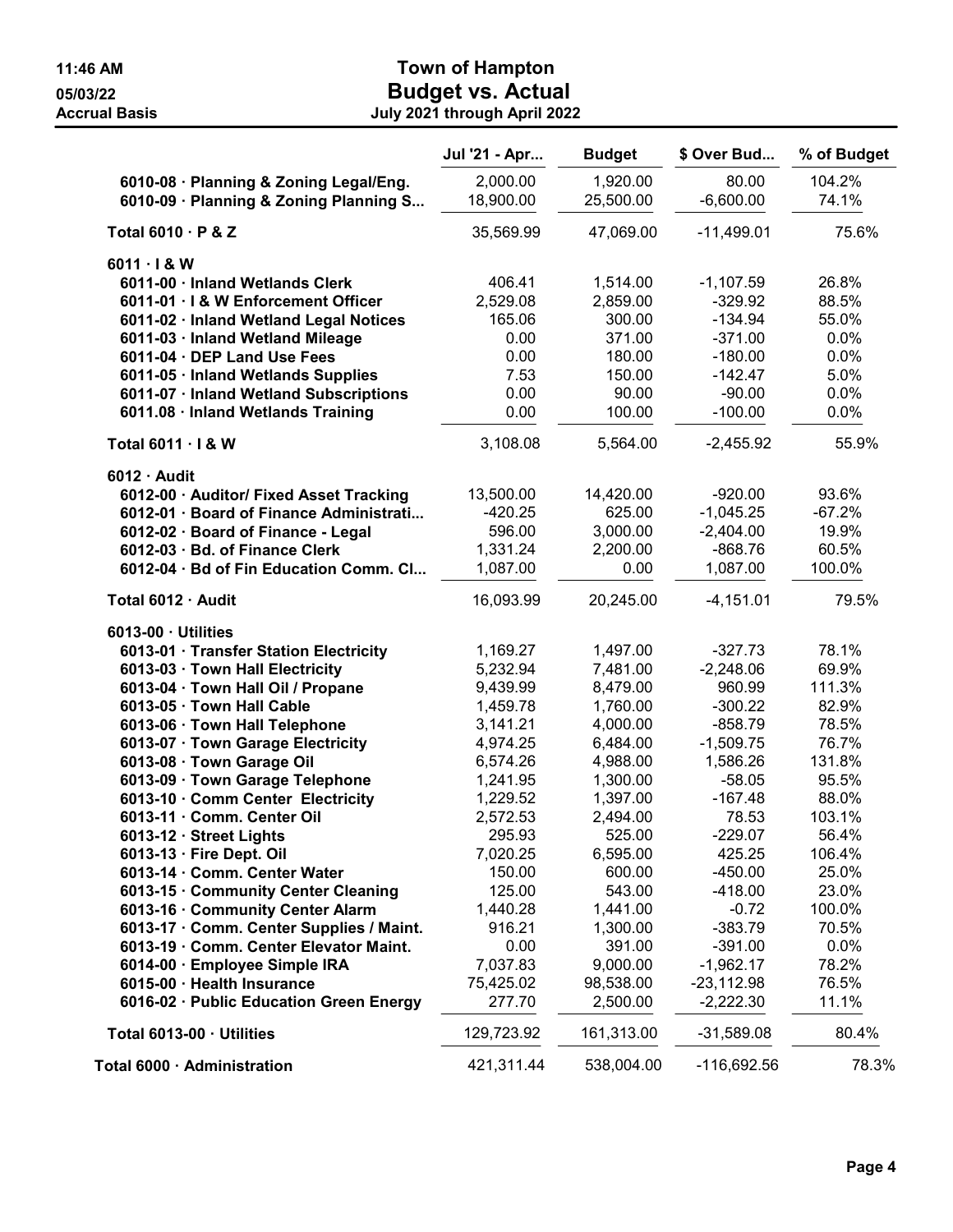# Town of Hampton
## Budget vs. Actual
### July 2021 through April 2022

11:46 AM
05/03/22
Accrual Basis

| | Jul '21 - Apr... | Budget | $ Over Bud... | % of Budget |
|---|---|---|---|---|
| 6010-08 · Planning & Zoning Legal/Eng. | 2,000.00 | 1,920.00 | 80.00 | 104.2% |
| 6010-09 · Planning & Zoning Planning S... | 18,900.00 | 25,500.00 | -6,600.00 | 74.1% |
| **Total 6010 · P & Z** | 35,569.99 | 47,069.00 | -11,499.01 | 75.6% |
| **6011 · I & W** | | | | |
| 6011-00 · Inland Wetlands Clerk | 406.41 | 1,514.00 | -1,107.59 | 26.8% |
| 6011-01 · I & W Enforcement Officer | 2,529.08 | 2,859.00 | -329.92 | 88.5% |
| 6011-02 · Inland Wetland Legal Notices | 165.06 | 300.00 | -134.94 | 55.0% |
| 6011-03 · Inland Wetland Mileage | 0.00 | 371.00 | -371.00 | 0.0% |
| 6011-04 · DEP Land Use Fees | 0.00 | 180.00 | -180.00 | 0.0% |
| 6011-05 · Inland Wetlands Supplies | 7.53 | 150.00 | -142.47 | 5.0% |
| 6011-07 · Inland Wetland Subscriptions | 0.00 | 90.00 | -90.00 | 0.0% |
| 6011.08 · Inland Wetlands Training | 0.00 | 100.00 | -100.00 | 0.0% |
| **Total 6011 · I & W** | 3,108.08 | 5,564.00 | -2,455.92 | 55.9% |
| **6012 · Audit** | | | | |
| 6012-00 · Auditor/ Fixed Asset Tracking | 13,500.00 | 14,420.00 | -920.00 | 93.6% |
| 6012-01 · Board of Finance Administrati... | -420.25 | 625.00 | -1,045.25 | -67.2% |
| 6012-02 · Board of Finance - Legal | 596.00 | 3,000.00 | -2,404.00 | 19.9% |
| 6012-03 · Bd. of Finance Clerk | 1,331.24 | 2,200.00 | -868.76 | 60.5% |
| 6012-04 · Bd of Fin Education Comm. Cl... | 1,087.00 | 0.00 | 1,087.00 | 100.0% |
| **Total 6012 · Audit** | 16,093.99 | 20,245.00 | -4,151.01 | 79.5% |
| **6013-00 · Utilities** | | | | |
| 6013-01 · Transfer Station Electricity | 1,169.27 | 1,497.00 | -327.73 | 78.1% |
| 6013-03 · Town Hall Electricity | 5,232.94 | 7,481.00 | -2,248.06 | 69.9% |
| 6013-04 · Town Hall Oil / Propane | 9,439.99 | 8,479.00 | 960.99 | 111.3% |
| 6013-05 · Town Hall Cable | 1,459.78 | 1,760.00 | -300.22 | 82.9% |
| 6013-06 · Town Hall Telephone | 3,141.21 | 4,000.00 | -858.79 | 78.5% |
| 6013-07 · Town Garage Electricity | 4,974.25 | 6,484.00 | -1,509.75 | 76.7% |
| 6013-08 · Town Garage Oil | 6,574.26 | 4,988.00 | 1,586.26 | 131.8% |
| 6013-09 · Town Garage Telephone | 1,241.95 | 1,300.00 | -58.05 | 95.5% |
| 6013-10 · Comm Center Electricity | 1,229.52 | 1,397.00 | -167.48 | 88.0% |
| 6013-11 · Comm. Center Oil | 2,572.53 | 2,494.00 | 78.53 | 103.1% |
| 6013-12 · Street Lights | 295.93 | 525.00 | -229.07 | 56.4% |
| 6013-13 · Fire Dept. Oil | 7,020.25 | 6,595.00 | 425.25 | 106.4% |
| 6013-14 · Comm. Center Water | 150.00 | 600.00 | -450.00 | 25.0% |
| 6013-15 · Community Center Cleaning | 125.00 | 543.00 | -418.00 | 23.0% |
| 6013-16 · Community Center Alarm | 1,440.28 | 1,441.00 | -0.72 | 100.0% |
| 6013-17 · Comm. Center Supplies / Maint. | 916.21 | 1,300.00 | -383.79 | 70.5% |
| 6013-19 · Comm. Center Elevator Maint. | 0.00 | 391.00 | -391.00 | 0.0% |
| 6014-00 · Employee Simple IRA | 7,037.83 | 9,000.00 | -1,962.17 | 78.2% |
| 6015-00 · Health Insurance | 75,425.02 | 98,538.00 | -23,112.98 | 76.5% |
| 6016-02 · Public Education Green Energy | 277.70 | 2,500.00 | -2,222.30 | 11.1% |
| **Total 6013-00 · Utilities** | 129,723.92 | 161,313.00 | -31,589.08 | 80.4% |
| **Total 6000 · Administration** | 421,311.44 | 538,004.00 | -116,692.56 | 78.3% |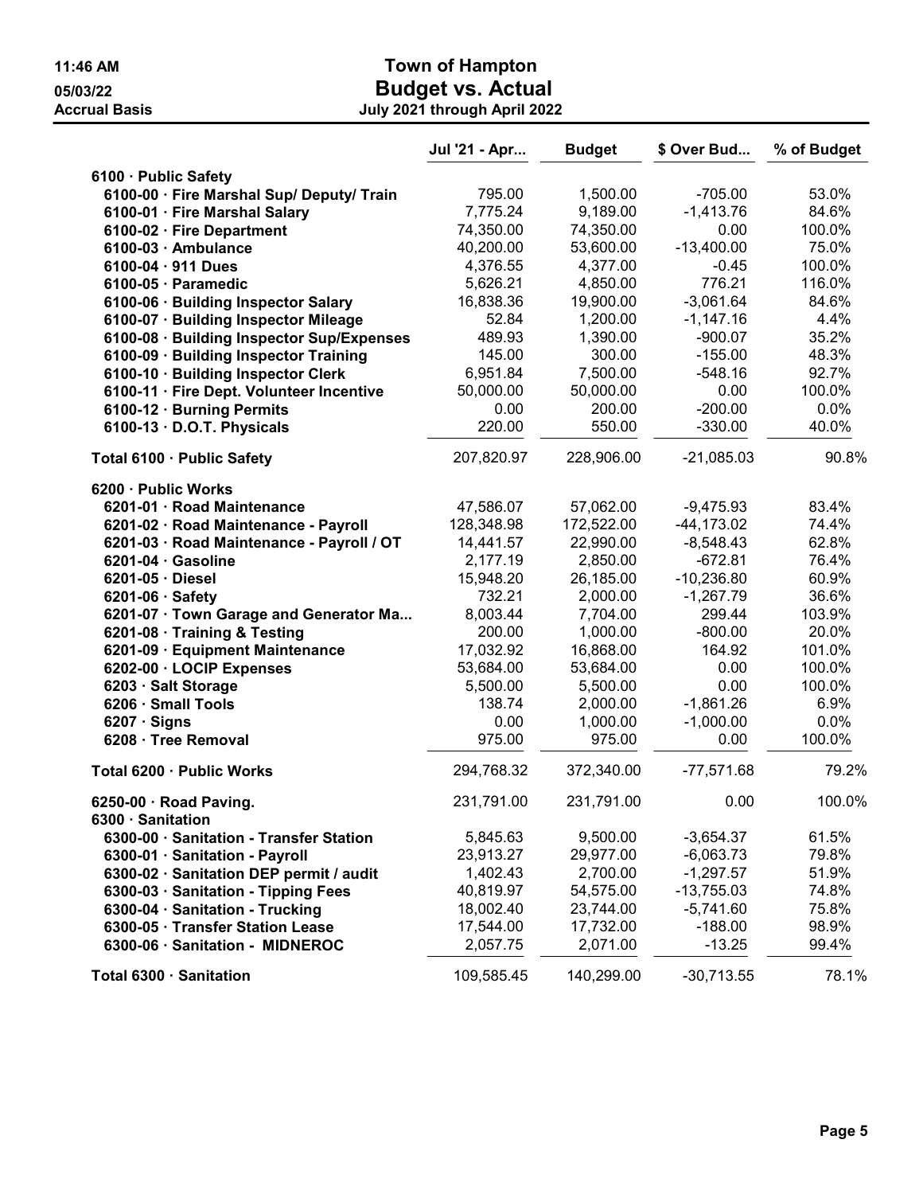# Town of Hampton
## Budget vs. Actual
### July 2021 through April 2022

11:46 AM
05/03/22
Accrual Basis

| | Jul '21 - Apr... | Budget | $ Over Bud... | % of Budget |
|---|---|---|---|---|
| 6100 · Public Safety | | | | |
| 6100-00 · Fire Marshal Sup/ Deputy/ Train | 795.00 | 1,500.00 | -705.00 | 53.0% |
| 6100-01 · Fire Marshal Salary | 7,775.24 | 9,189.00 | -1,413.76 | 84.6% |
| 6100-02 · Fire Department | 74,350.00 | 74,350.00 | 0.00 | 100.0% |
| 6100-03 · Ambulance | 40,200.00 | 53,600.00 | -13,400.00 | 75.0% |
| 6100-04 · 911 Dues | 4,376.55 | 4,377.00 | -0.45 | 100.0% |
| 6100-05 · Paramedic | 5,626.21 | 4,850.00 | 776.21 | 116.0% |
| 6100-06 · Building Inspector Salary | 16,838.36 | 19,900.00 | -3,061.64 | 84.6% |
| 6100-07 · Building Inspector Mileage | 52.84 | 1,200.00 | -1,147.16 | 4.4% |
| 6100-08 · Building Inspector Sup/Expenses | 489.93 | 1,390.00 | -900.07 | 35.2% |
| 6100-09 · Building Inspector Training | 145.00 | 300.00 | -155.00 | 48.3% |
| 6100-10 · Building Inspector Clerk | 6,951.84 | 7,500.00 | -548.16 | 92.7% |
| 6100-11 · Fire Dept. Volunteer Incentive | 50,000.00 | 50,000.00 | 0.00 | 100.0% |
| 6100-12 · Burning Permits | 0.00 | 200.00 | -200.00 | 0.0% |
| 6100-13 · D.O.T. Physicals | 220.00 | 550.00 | -330.00 | 40.0% |
| Total 6100 · Public Safety | 207,820.97 | 228,906.00 | -21,085.03 | 90.8% |
| 6200 · Public Works | | | | |
| 6201-01 · Road Maintenance | 47,586.07 | 57,062.00 | -9,475.93 | 83.4% |
| 6201-02 · Road Maintenance - Payroll | 128,348.98 | 172,522.00 | -44,173.02 | 74.4% |
| 6201-03 · Road Maintenance - Payroll / OT | 14,441.57 | 22,990.00 | -8,548.43 | 62.8% |
| 6201-04 · Gasoline | 2,177.19 | 2,850.00 | -672.81 | 76.4% |
| 6201-05 · Diesel | 15,948.20 | 26,185.00 | -10,236.80 | 60.9% |
| 6201-06 · Safety | 732.21 | 2,000.00 | -1,267.79 | 36.6% |
| 6201-07 · Town Garage and Generator Ma... | 8,003.44 | 7,704.00 | 299.44 | 103.9% |
| 6201-08 · Training & Testing | 200.00 | 1,000.00 | -800.00 | 20.0% |
| 6201-09 · Equipment Maintenance | 17,032.92 | 16,868.00 | 164.92 | 101.0% |
| 6202-00 · LOCIP Expenses | 53,684.00 | 53,684.00 | 0.00 | 100.0% |
| 6203 · Salt Storage | 5,500.00 | 5,500.00 | 0.00 | 100.0% |
| 6206 · Small Tools | 138.74 | 2,000.00 | -1,861.26 | 6.9% |
| 6207 · Signs | 0.00 | 1,000.00 | -1,000.00 | 0.0% |
| 6208 · Tree Removal | 975.00 | 975.00 | 0.00 | 100.0% |
| Total 6200 · Public Works | 294,768.32 | 372,340.00 | -77,571.68 | 79.2% |
| 6250-00 · Road Paving. | 231,791.00 | 231,791.00 | 0.00 | 100.0% |
| 6300 · Sanitation | | | | |
| 6300-00 · Sanitation - Transfer Station | 5,845.63 | 9,500.00 | -3,654.37 | 61.5% |
| 6300-01 · Sanitation - Payroll | 23,913.27 | 29,977.00 | -6,063.73 | 79.8% |
| 6300-02 · Sanitation DEP permit / audit | 1,402.43 | 2,700.00 | -1,297.57 | 51.9% |
| 6300-03 · Sanitation - Tipping Fees | 40,819.97 | 54,575.00 | -13,755.03 | 74.8% |
| 6300-04 · Sanitation - Trucking | 18,002.40 | 23,744.00 | -5,741.60 | 75.8% |
| 6300-05 · Transfer Station Lease | 17,544.00 | 17,732.00 | -188.00 | 98.9% |
| 6300-06 · Sanitation - MIDNEROC | 2,057.75 | 2,071.00 | -13.25 | 99.4% |
| Total 6300 · Sanitation | 109,585.45 | 140,299.00 | -30,713.55 | 78.1% |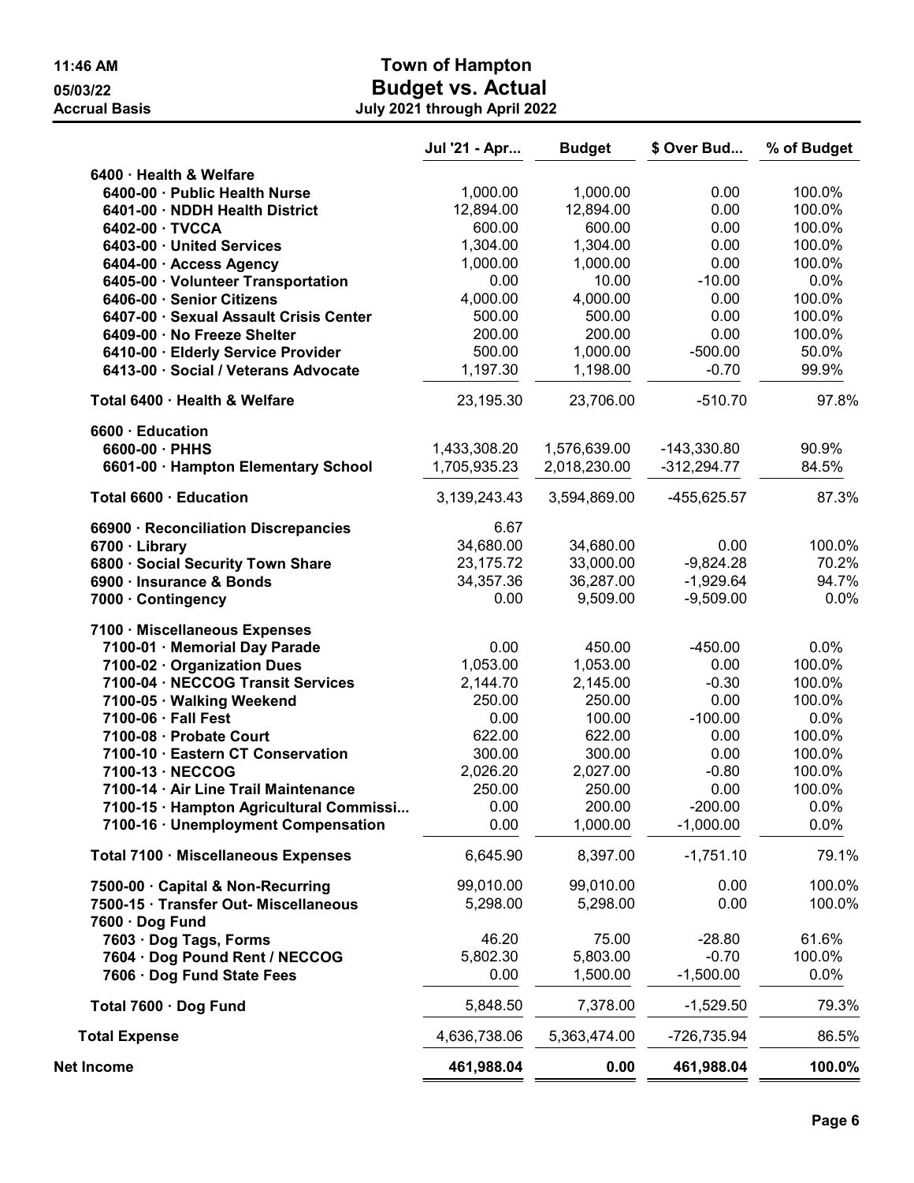**11:46 AM**
**05/03/22**
**Accrual Basis**

# Town of Hampton
## Budget vs. Actual
### July 2021 through April 2022

| | Jul '21 - Apr... | Budget | $ Over Bud... | % of Budget |
|---|---|---|---|---|
| **6400 · Health & Welfare** | | | | |
| **6400-00 · Public Health Nurse** | 1,000.00 | 1,000.00 | 0.00 | 100.0% |
| **6401-00 · NDDH Health District** | 12,894.00 | 12,894.00 | 0.00 | 100.0% |
| **6402-00 · TVCCA** | 600.00 | 600.00 | 0.00 | 100.0% |
| **6403-00 · United Services** | 1,304.00 | 1,304.00 | 0.00 | 100.0% |
| **6404-00 · Access Agency** | 1,000.00 | 1,000.00 | 0.00 | 100.0% |
| **6405-00 · Volunteer Transportation** | 0.00 | 10.00 | -10.00 | 0.0% |
| **6406-00 · Senior Citizens** | 4,000.00 | 4,000.00 | 0.00 | 100.0% |
| **6407-00 · Sexual Assault Crisis Center** | 500.00 | 500.00 | 0.00 | 100.0% |
| **6409-00 · No Freeze Shelter** | 200.00 | 200.00 | 0.00 | 100.0% |
| **6410-00 · Elderly Service Provider** | 500.00 | 1,000.00 | -500.00 | 50.0% |
| **6413-00 · Social / Veterans Advocate** | 1,197.30 | 1,198.00 | -0.70 | 99.9% |
| **Total 6400 · Health & Welfare** | 23,195.30 | 23,706.00 | -510.70 | 97.8% |
| **6600 · Education** | | | | |
| **6600-00 · PHHS** | 1,433,308.20 | 1,576,639.00 | -143,330.80 | 90.9% |
| **6601-00 · Hampton Elementary School** | 1,705,935.23 | 2,018,230.00 | -312,294.77 | 84.5% |
| **Total 6600 · Education** | 3,139,243.43 | 3,594,869.00 | -455,625.57 | 87.3% |
| **66900 · Reconciliation Discrepancies** | 6.67 | | | |
| **6700 · Library** | 34,680.00 | 34,680.00 | 0.00 | 100.0% |
| **6800 · Social Security Town Share** | 23,175.72 | 33,000.00 | -9,824.28 | 70.2% |
| **6900 · Insurance & Bonds** | 34,357.36 | 36,287.00 | -1,929.64 | 94.7% |
| **7000 · Contingency** | 0.00 | 9,509.00 | -9,509.00 | 0.0% |
| **7100 · Miscellaneous Expenses** | | | | |
| **7100-01 · Memorial Day Parade** | 0.00 | 450.00 | -450.00 | 0.0% |
| **7100-02 · Organization Dues** | 1,053.00 | 1,053.00 | 0.00 | 100.0% |
| **7100-04 · NECCOG Transit Services** | 2,144.70 | 2,145.00 | -0.30 | 100.0% |
| **7100-05 · Walking Weekend** | 250.00 | 250.00 | 0.00 | 100.0% |
| **7100-06 · Fall Fest** | 0.00 | 100.00 | -100.00 | 0.0% |
| **7100-08 · Probate Court** | 622.00 | 622.00 | 0.00 | 100.0% |
| **7100-10 · Eastern CT Conservation** | 300.00 | 300.00 | 0.00 | 100.0% |
| **7100-13 · NECCOG** | 2,026.20 | 2,027.00 | -0.80 | 100.0% |
| **7100-14 · Air Line Trail Maintenance** | 250.00 | 250.00 | 0.00 | 100.0% |
| **7100-15 · Hampton Agricultural Commissi...** | 0.00 | 200.00 | -200.00 | 0.0% |
| **7100-16 · Unemployment Compensation** | 0.00 | 1,000.00 | -1,000.00 | 0.0% |
| **Total 7100 · Miscellaneous Expenses** | 6,645.90 | 8,397.00 | -1,751.10 | 79.1% |
| **7500-00 · Capital & Non-Recurring** | 99,010.00 | 99,010.00 | 0.00 | 100.0% |
| **7500-15 · Transfer Out- Miscellaneous** | 5,298.00 | 5,298.00 | 0.00 | 100.0% |
| **7600 · Dog Fund** | | | | |
| **7603 · Dog Tags, Forms** | 46.20 | 75.00 | -28.80 | 61.6% |
| **7604 · Dog Pound Rent / NECCOG** | 5,802.30 | 5,803.00 | -0.70 | 100.0% |
| **7606 · Dog Fund State Fees** | 0.00 | 1,500.00 | -1,500.00 | 0.0% |
| **Total 7600 · Dog Fund** | 5,848.50 | 7,378.00 | -1,529.50 | 79.3% |
| **Total Expense** | 4,636,738.06 | 5,363,474.00 | -726,735.94 | 86.5% |
| **Net Income** | **461,988.04** | **0.00** | **461,988.04** | **100.0%** |